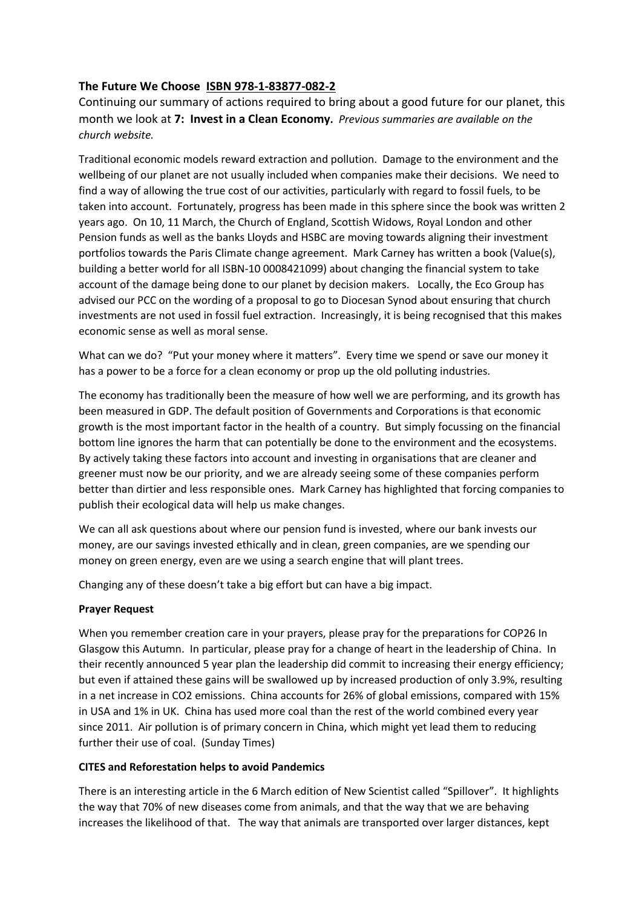**The Future We Choose ISBN 978-1-83877-082-2**

Continuing our summary of actions required to bring about a good future for our planet, this month we look at **7: Invest in a Clean Economy.** *Previous summaries are available on the church website.*

Traditional economic models reward extraction and pollution. Damage to the environment and the wellbeing of our planet are not usually included when companies make their decisions. We need to find a way of allowing the true cost of our activities, particularly with regard to fossil fuels, to be taken into account. Fortunately, progress has been made in this sphere since the book was written 2 years ago. On 10, 11 March, the Church of England, Scottish Widows, Royal London and other Pension funds as well as the banks Lloyds and HSBC are moving towards aligning their investment portfolios towards the Paris Climate change agreement. Mark Carney has written a book (Value(s), building a better world for all ISBN-10 0008421099) about changing the financial system to take account of the damage being done to our planet by decision makers. Locally, the Eco Group has advised our PCC on the wording of a proposal to go to Diocesan Synod about ensuring that church investments are not used in fossil fuel extraction. Increasingly, it is being recognised that this makes economic sense as well as moral sense.

What can we do? "Put your money where it matters". Every time we spend or save our money it has a power to be a force for a clean economy or prop up the old polluting industries.

The economy has traditionally been the measure of how well we are performing, and its growth has been measured in GDP. The default position of Governments and Corporations is that economic growth is the most important factor in the health of a country. But simply focussing on the financial bottom line ignores the harm that can potentially be done to the environment and the ecosystems. By actively taking these factors into account and investing in organisations that are cleaner and greener must now be our priority, and we are already seeing some of these companies perform better than dirtier and less responsible ones. Mark Carney has highlighted that forcing companies to publish their ecological data will help us make changes.

We can all ask questions about where our pension fund is invested, where our bank invests our money, are our savings invested ethically and in clean, green companies, are we spending our money on green energy, even are we using a search engine that will plant trees.

Changing any of these doesn't take a big effort but can have a big impact.

**Prayer Request**

When you remember creation care in your prayers, please pray for the preparations for COP26 In Glasgow this Autumn. In particular, please pray for a change of heart in the leadership of China. In their recently announced 5 year plan the leadership did commit to increasing their energy efficiency; but even if attained these gains will be swallowed up by increased production of only 3.9%, resulting in a net increase in $CO_2$ emissions. China accounts for 26% of global emissions, compared with 15% in USA and 1% in UK. China has used more coal than the rest of the world combined every year since 2011. Air pollution is of primary concern in China, which might yet lead them to reducing further their use of coal. (Sunday Times)

**CITES and Reforestation helps to avoid Pandemics**

There is an interesting article in the 6 March edition of New Scientist called "Spillover". It highlights the way that 70% of new diseases come from animals, and that the way that we are behaving increases the likelihood of that. The way that animals are transported over larger distances, kept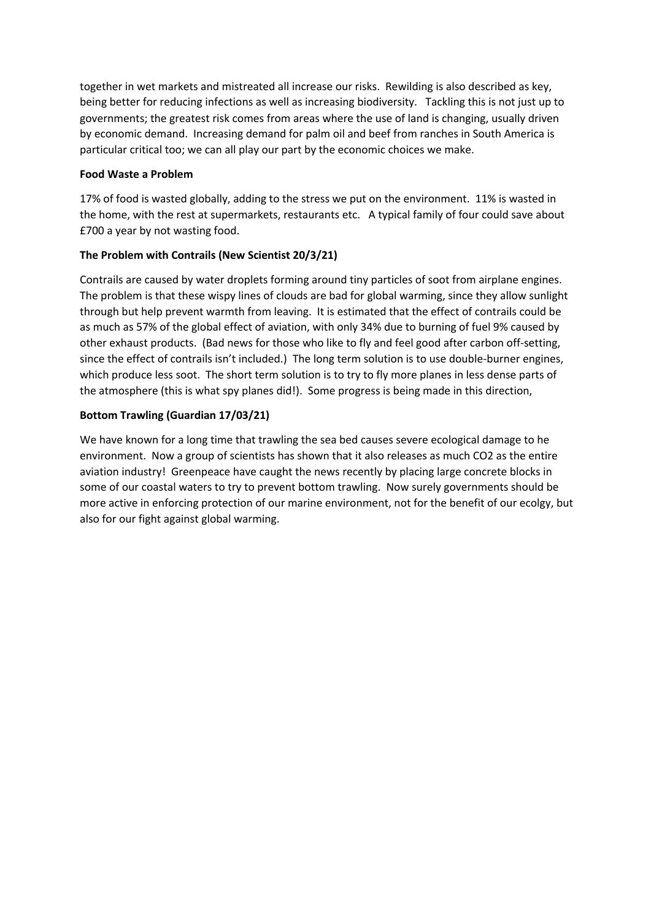together in wet markets and mistreated all increase our risks. Rewilding is also described as key, being better for reducing infections as well as increasing biodiversity. Tackling this is not just up to governments; the greatest risk comes from areas where the use of land is changing, usually driven by economic demand. Increasing demand for palm oil and beef from ranches in South America is particular critical too; we can all play our part by the economic choices we make.

**Food Waste a Problem**

17% of food is wasted globally, adding to the stress we put on the environment. 11% is wasted in the home, with the rest at supermarkets, restaurants etc. A typical family of four could save about £700 a year by not wasting food.

**The Problem with Contrails (New Scientist 20/3/21)**

Contrails are caused by water droplets forming around tiny particles of soot from airplane engines. The problem is that these wispy lines of clouds are bad for global warming, since they allow sunlight through but help prevent warmth from leaving. It is estimated that the effect of contrails could be as much as 57% of the global effect of aviation, with only 34% due to burning of fuel 9% caused by other exhaust products. (Bad news for those who like to fly and feel good after carbon off-setting, since the effect of contrails isn't included.) The long term solution is to use double-burner engines, which produce less soot. The short term solution is to try to fly more planes in less dense parts of the atmosphere (this is what spy planes did!). Some progress is being made in this direction,

**Bottom Trawling (Guardian 17/03/21)**

We have known for a long time that trawling the sea bed causes severe ecological damage to he environment. Now a group of scientists has shown that it also releases as much $CO_2$ as the entire aviation industry! Greenpeace have caught the news recently by placing large concrete blocks in some of our coastal waters to try to prevent bottom trawling. Now surely governments should be more active in enforcing protection of our marine environment, not for the benefit of our ecolgy, but also for our fight against global warming.